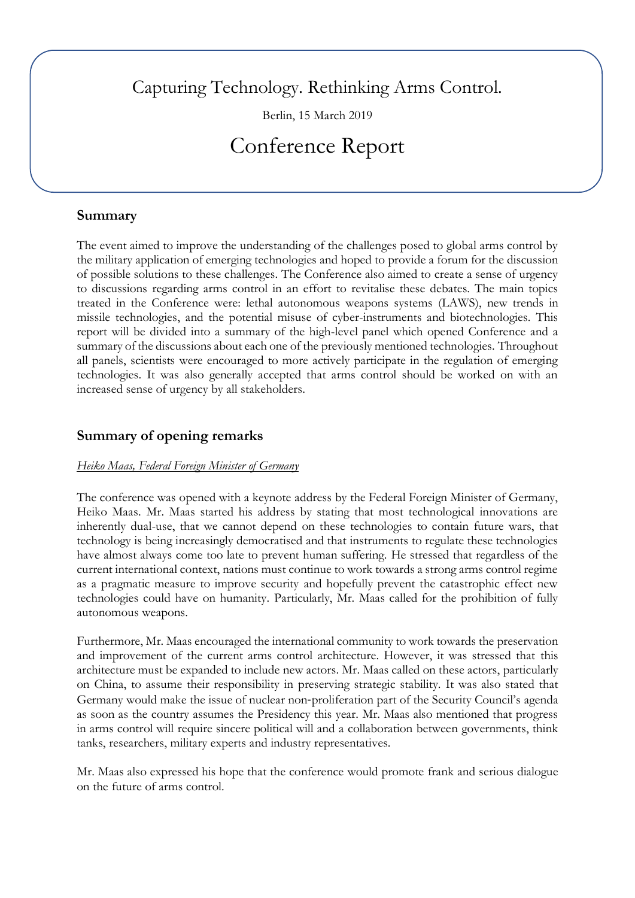# Capturing Technology. Rethinking Arms Control.

Berlin, 15 March 2019

# Conference Report

## Summary

The event aimed to improve the understanding of the challenges posed to global arms control by the military application of emerging technologies and hoped to provide a forum for the discussion of possible solutions to these challenges. The Conference also aimed to create a sense of urgency to discussions regarding arms control in an effort to revitalise these debates. The main topics treated in the Conference were: lethal autonomous weapons systems (LAWS), new trends in missile technologies, and the potential misuse of cyber-instruments and biotechnologies. This report will be divided into a summary of the high-level panel which opened Conference and a summary of the discussions about each one of the previously mentioned technologies. Throughout all panels, scientists were encouraged to more actively participate in the regulation of emerging technologies. It was also generally accepted that arms control should be worked on with an increased sense of urgency by all stakeholders.

## Summary of opening remarks

*Heiko Maas, Federal Foreign Minister of Germany*

The conference was opened with a keynote address by the Federal Foreign Minister of Germany, Heiko Maas. Mr. Maas started his address by stating that most technological innovations are inherently dual-use, that we cannot depend on these technologies to contain future wars, that technology is being increasingly democratised and that instruments to regulate these technologies have almost always come too late to prevent human suffering. He stressed that regardless of the current international context, nations must continue to work towards a strong arms control regime as a pragmatic measure to improve security and hopefully prevent the catastrophic effect new technologies could have on humanity. Particularly, Mr. Maas called for the prohibition of fully autonomous weapons.

Furthermore, Mr. Maas encouraged the international community to work towards the preservation and improvement of the current arms control architecture. However, it was stressed that this architecture must be expanded to include new actors. Mr. Maas called on these actors, particularly on China, to assume their responsibility in preserving strategic stability. It was also stated that Germany would make the issue of nuclear non-proliferation part of the Security Council's agenda as soon as the country assumes the Presidency this year. Mr. Maas also mentioned that progress in arms control will require sincere political will and a collaboration between governments, think tanks, researchers, military experts and industry representatives.

Mr. Maas also expressed his hope that the conference would promote frank and serious dialogue on the future of arms control.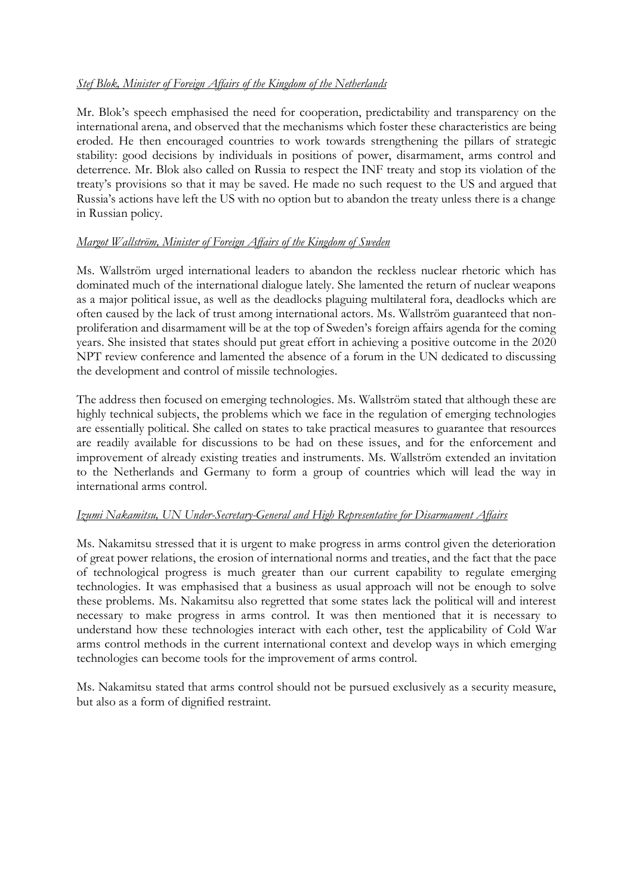*Stef Blok, Minister of Foreign Affairs of the Kingdom of the Netherlands*

Mr. Blok's speech emphasised the need for cooperation, predictability and transparency on the international arena, and observed that the mechanisms which foster these characteristics are being eroded. He then encouraged countries to work towards strengthening the pillars of strategic stability: good decisions by individuals in positions of power, disarmament, arms control and deterrence. Mr. Blok also called on Russia to respect the INF treaty and stop its violation of the treaty's provisions so that it may be saved. He made no such request to the US and argued that Russia's actions have left the US with no option but to abandon the treaty unless there is a change in Russian policy.

*Margot Wallström, Minister of Foreign Affairs of the Kingdom of Sweden*

Ms. Wallström urged international leaders to abandon the reckless nuclear rhetoric which has dominated much of the international dialogue lately. She lamented the return of nuclear weapons as a major political issue, as well as the deadlocks plaguing multilateral fora, deadlocks which are often caused by the lack of trust among international actors. Ms. Wallström guaranteed that non-proliferation and disarmament will be at the top of Sweden's foreign affairs agenda for the coming years. She insisted that states should put great effort in achieving a positive outcome in the 2020 NPT review conference and lamented the absence of a forum in the UN dedicated to discussing the development and control of missile technologies.

The address then focused on emerging technologies. Ms. Wallström stated that although these are highly technical subjects, the problems which we face in the regulation of emerging technologies are essentially political. She called on states to take practical measures to guarantee that resources are readily available for discussions to be had on these issues, and for the enforcement and improvement of already existing treaties and instruments. Ms. Wallström extended an invitation to the Netherlands and Germany to form a group of countries which will lead the way in international arms control.

*Izumi Nakamitsu, UN Under-Secretary-General and High Representative for Disarmament Affairs*

Ms. Nakamitsu stressed that it is urgent to make progress in arms control given the deterioration of great power relations, the erosion of international norms and treaties, and the fact that the pace of technological progress is much greater than our current capability to regulate emerging technologies. It was emphasised that a business as usual approach will not be enough to solve these problems. Ms. Nakamitsu also regretted that some states lack the political will and interest necessary to make progress in arms control. It was then mentioned that it is necessary to understand how these technologies interact with each other, test the applicability of Cold War arms control methods in the current international context and develop ways in which emerging technologies can become tools for the improvement of arms control.

Ms. Nakamitsu stated that arms control should not be pursued exclusively as a security measure, but also as a form of dignified restraint.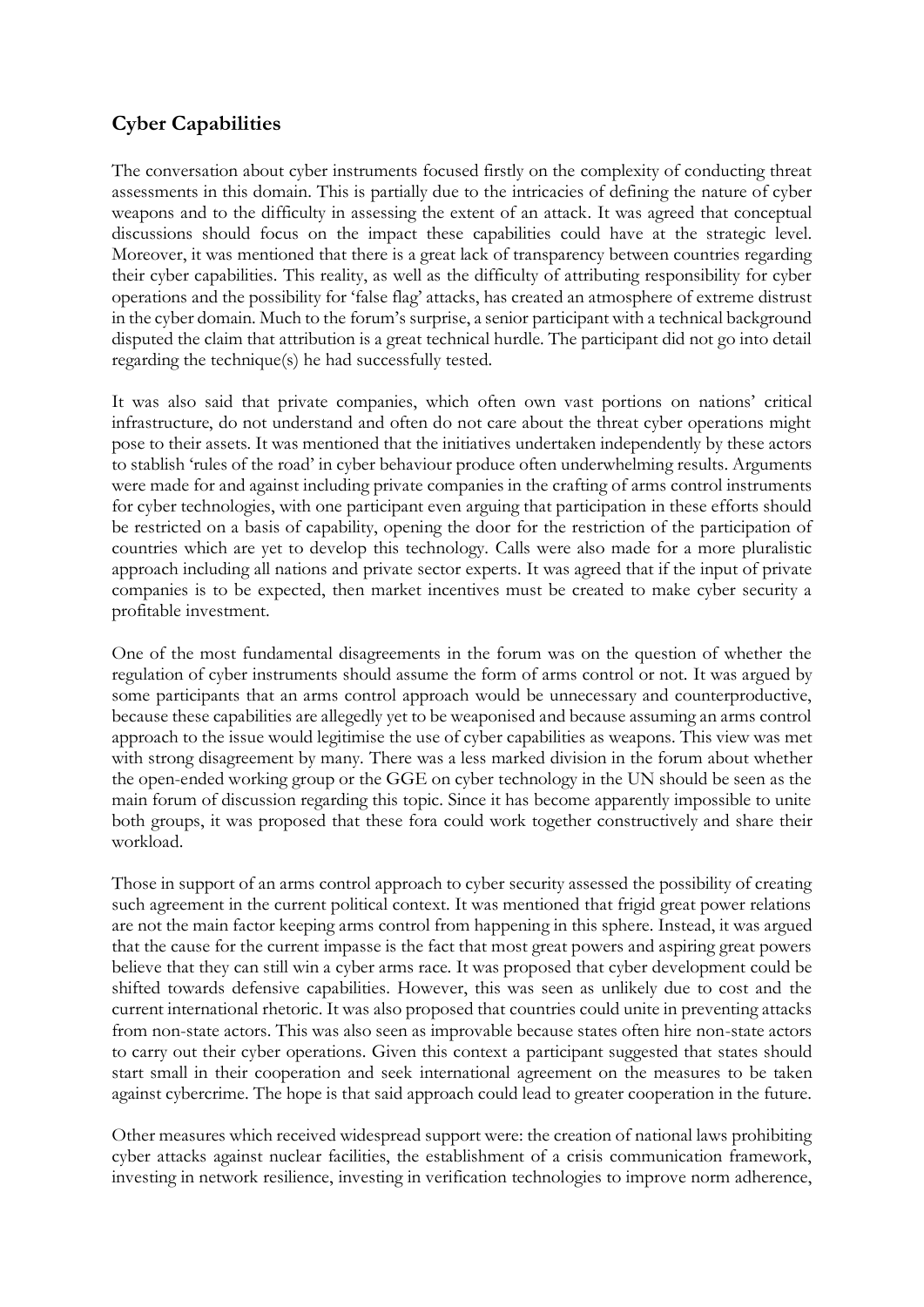## Cyber Capabilities

The conversation about cyber instruments focused firstly on the complexity of conducting threat assessments in this domain. This is partially due to the intricacies of defining the nature of cyber weapons and to the difficulty in assessing the extent of an attack. It was agreed that conceptual discussions should focus on the impact these capabilities could have at the strategic level. Moreover, it was mentioned that there is a great lack of transparency between countries regarding their cyber capabilities. This reality, as well as the difficulty of attributing responsibility for cyber operations and the possibility for 'false flag' attacks, has created an atmosphere of extreme distrust in the cyber domain. Much to the forum's surprise, a senior participant with a technical background disputed the claim that attribution is a great technical hurdle. The participant did not go into detail regarding the technique(s) he had successfully tested.

It was also said that private companies, which often own vast portions on nations' critical infrastructure, do not understand and often do not care about the threat cyber operations might pose to their assets. It was mentioned that the initiatives undertaken independently by these actors to stablish 'rules of the road' in cyber behaviour produce often underwhelming results. Arguments were made for and against including private companies in the crafting of arms control instruments for cyber technologies, with one participant even arguing that participation in these efforts should be restricted on a basis of capability, opening the door for the restriction of the participation of countries which are yet to develop this technology. Calls were also made for a more pluralistic approach including all nations and private sector experts. It was agreed that if the input of private companies is to be expected, then market incentives must be created to make cyber security a profitable investment.

One of the most fundamental disagreements in the forum was on the question of whether the regulation of cyber instruments should assume the form of arms control or not. It was argued by some participants that an arms control approach would be unnecessary and counterproductive, because these capabilities are allegedly yet to be weaponised and because assuming an arms control approach to the issue would legitimise the use of cyber capabilities as weapons. This view was met with strong disagreement by many. There was a less marked division in the forum about whether the open-ended working group or the GGE on cyber technology in the UN should be seen as the main forum of discussion regarding this topic. Since it has become apparently impossible to unite both groups, it was proposed that these fora could work together constructively and share their workload.

Those in support of an arms control approach to cyber security assessed the possibility of creating such agreement in the current political context. It was mentioned that frigid great power relations are not the main factor keeping arms control from happening in this sphere. Instead, it was argued that the cause for the current impasse is the fact that most great powers and aspiring great powers believe that they can still win a cyber arms race. It was proposed that cyber development could be shifted towards defensive capabilities. However, this was seen as unlikely due to cost and the current international rhetoric. It was also proposed that countries could unite in preventing attacks from non-state actors. This was also seen as improvable because states often hire non-state actors to carry out their cyber operations. Given this context a participant suggested that states should start small in their cooperation and seek international agreement on the measures to be taken against cybercrime. The hope is that said approach could lead to greater cooperation in the future.

Other measures which received widespread support were: the creation of national laws prohibiting cyber attacks against nuclear facilities, the establishment of a crisis communication framework, investing in network resilience, investing in verification technologies to improve norm adherence,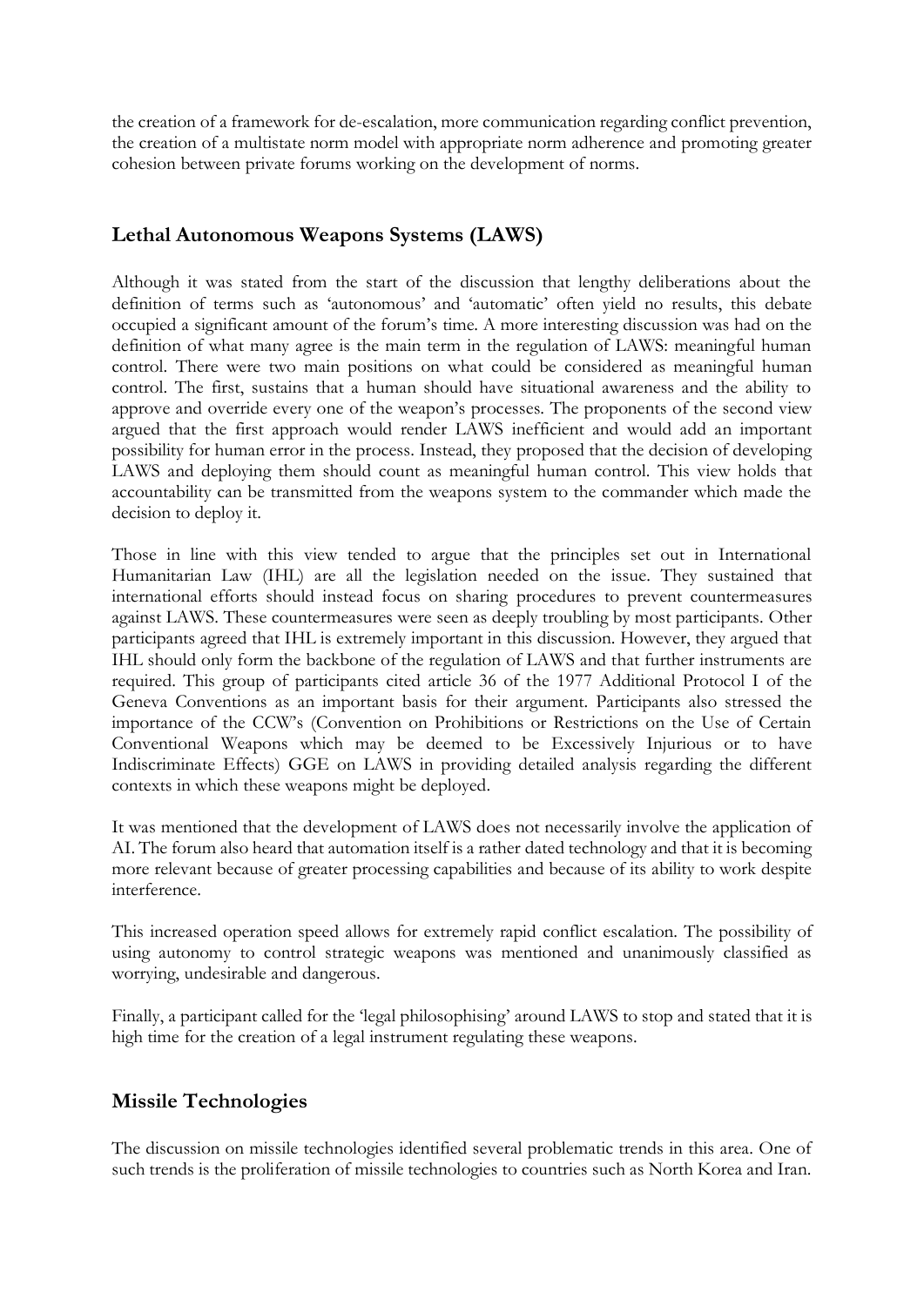the creation of a framework for de-escalation, more communication regarding conflict prevention, the creation of a multistate norm model with appropriate norm adherence and promoting greater cohesion between private forums working on the development of norms.

## Lethal Autonomous Weapons Systems (LAWS)

Although it was stated from the start of the discussion that lengthy deliberations about the definition of terms such as 'autonomous' and 'automatic' often yield no results, this debate occupied a significant amount of the forum's time. A more interesting discussion was had on the definition of what many agree is the main term in the regulation of LAWS: meaningful human control. There were two main positions on what could be considered as meaningful human control. The first, sustains that a human should have situational awareness and the ability to approve and override every one of the weapon's processes. The proponents of the second view argued that the first approach would render LAWS inefficient and would add an important possibility for human error in the process. Instead, they proposed that the decision of developing LAWS and deploying them should count as meaningful human control. This view holds that accountability can be transmitted from the weapons system to the commander which made the decision to deploy it.

Those in line with this view tended to argue that the principles set out in International Humanitarian Law (IHL) are all the legislation needed on the issue. They sustained that international efforts should instead focus on sharing procedures to prevent countermeasures against LAWS. These countermeasures were seen as deeply troubling by most participants. Other participants agreed that IHL is extremely important in this discussion. However, they argued that IHL should only form the backbone of the regulation of LAWS and that further instruments are required. This group of participants cited article 36 of the 1977 Additional Protocol I of the Geneva Conventions as an important basis for their argument. Participants also stressed the importance of the CCW's (Convention on Prohibitions or Restrictions on the Use of Certain Conventional Weapons which may be deemed to be Excessively Injurious or to have Indiscriminate Effects) GGE on LAWS in providing detailed analysis regarding the different contexts in which these weapons might be deployed.

It was mentioned that the development of LAWS does not necessarily involve the application of AI. The forum also heard that automation itself is a rather dated technology and that it is becoming more relevant because of greater processing capabilities and because of its ability to work despite interference.

This increased operation speed allows for extremely rapid conflict escalation. The possibility of using autonomy to control strategic weapons was mentioned and unanimously classified as worrying, undesirable and dangerous.

Finally, a participant called for the 'legal philosophising' around LAWS to stop and stated that it is high time for the creation of a legal instrument regulating these weapons.

## Missile Technologies

The discussion on missile technologies identified several problematic trends in this area. One of such trends is the proliferation of missile technologies to countries such as North Korea and Iran.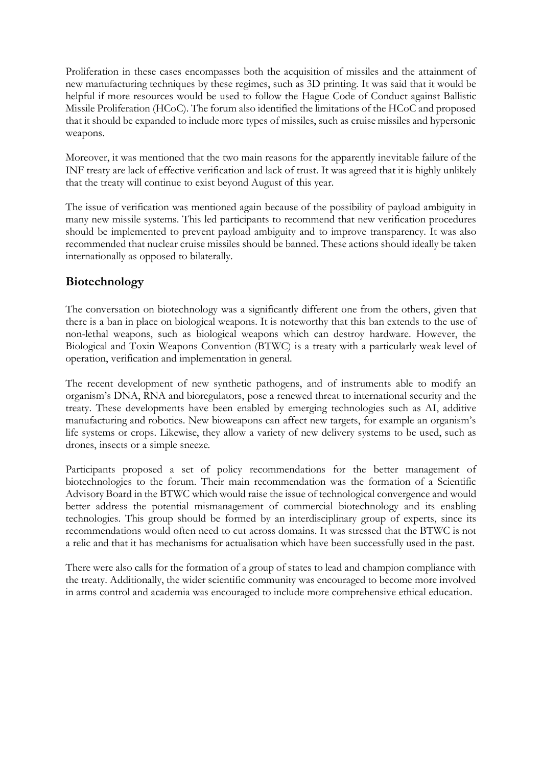Proliferation in these cases encompasses both the acquisition of missiles and the attainment of new manufacturing techniques by these regimes, such as 3D printing. It was said that it would be helpful if more resources would be used to follow the Hague Code of Conduct against Ballistic Missile Proliferation (HCoC). The forum also identified the limitations of the HCoC and proposed that it should be expanded to include more types of missiles, such as cruise missiles and hypersonic weapons.

Moreover, it was mentioned that the two main reasons for the apparently inevitable failure of the INF treaty are lack of effective verification and lack of trust. It was agreed that it is highly unlikely that the treaty will continue to exist beyond August of this year.

The issue of verification was mentioned again because of the possibility of payload ambiguity in many new missile systems. This led participants to recommend that new verification procedures should be implemented to prevent payload ambiguity and to improve transparency. It was also recommended that nuclear cruise missiles should be banned. These actions should ideally be taken internationally as opposed to bilaterally.

## Biotechnology

The conversation on biotechnology was a significantly different one from the others, given that there is a ban in place on biological weapons. It is noteworthy that this ban extends to the use of non-lethal weapons, such as biological weapons which can destroy hardware. However, the Biological and Toxin Weapons Convention (BTWC) is a treaty with a particularly weak level of operation, verification and implementation in general.

The recent development of new synthetic pathogens, and of instruments able to modify an organism's DNA, RNA and bioregulators, pose a renewed threat to international security and the treaty. These developments have been enabled by emerging technologies such as AI, additive manufacturing and robotics. New bioweapons can affect new targets, for example an organism's life systems or crops. Likewise, they allow a variety of new delivery systems to be used, such as drones, insects or a simple sneeze.

Participants proposed a set of policy recommendations for the better management of biotechnologies to the forum. Their main recommendation was the formation of a Scientific Advisory Board in the BTWC which would raise the issue of technological convergence and would better address the potential mismanagement of commercial biotechnology and its enabling technologies. This group should be formed by an interdisciplinary group of experts, since its recommendations would often need to cut across domains. It was stressed that the BTWC is not a relic and that it has mechanisms for actualisation which have been successfully used in the past.

There were also calls for the formation of a group of states to lead and champion compliance with the treaty. Additionally, the wider scientific community was encouraged to become more involved in arms control and academia was encouraged to include more comprehensive ethical education.